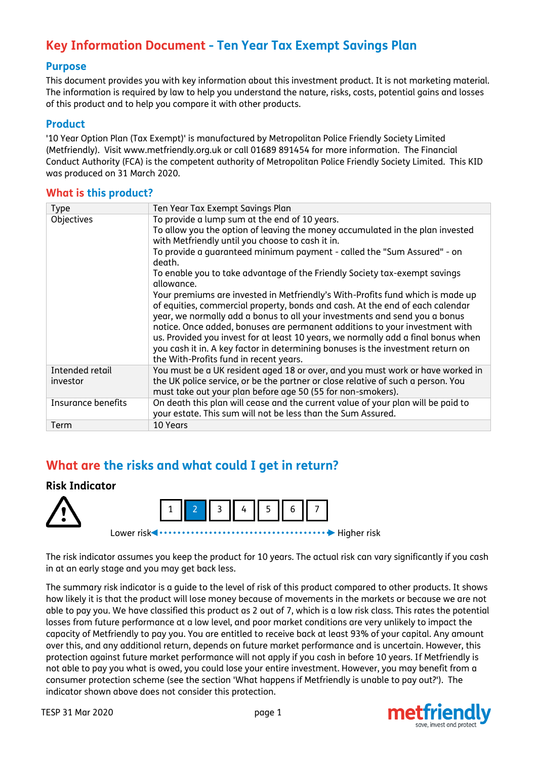# Key Information Document - Ten Year Tax Exempt Savings Plan

## Purpose

This document provides you with key information about this investment product. It is not marketing material. The information is required by law to help you understand the nature, risks, costs, potential gains and losses of this product and to help you compare it with other products.

## Product

'10 Year Option Plan (Tax Exempt)' is manufactured by Metropolitan Police Friendly Society Limited (Metfriendly). Visit www.metfriendly.org.uk or call 01689 891454 for more information. The Financial Conduct Authority (FCA) is the competent authority of Metropolitan Police Friendly Society Limited. This KID was produced on 31 March 2020.

## What is this product?

| Type | Ten Year Tax Exempt Savings Plan |
|---|---|
| Objectives | To provide a lump sum at the end of 10 years.<br>To allow you the option of leaving the money accumulated in the plan invested with Metfriendly until you choose to cash it in.<br>To provide a guaranteed minimum payment - called the "Sum Assured" - on death.<br>To enable you to take advantage of the Friendly Society tax-exempt savings allowance.<br>Your premiums are invested in Metfriendly's With-Profits fund which is made up of equities, commercial property, bonds and cash. At the end of each calendar year, we normally add a bonus to all your investments and send you a bonus notice. Once added, bonuses are permanent additions to your investment with us. Provided you invest for at least 10 years, we normally add a final bonus when you cash it in. A key factor in determining bonuses is the investment return on the With-Profits fund in recent years. |
| Intended retail investor | You must be a UK resident aged 18 or over, and you must work or have worked in the UK police service, or be the partner or close relative of such a person. You must take out your plan before age 50 (55 for non-smokers). |
| Insurance benefits | On death this plan will cease and the current value of your plan will be paid to your estate. This sum will not be less than the Sum Assured. |
| Term | 10 Years |

## What are the risks and what could I get in return?

### Risk Indicator

| 1 | **2** | 3 | 4 | 5 | 6 | 7 |
|---|---|---|---|---|---|---|

Lower risk ← → Higher risk

The risk indicator assumes you keep the product for 10 years. The actual risk can vary significantly if you cash in at an early stage and you may get back less.

The summary risk indicator is a guide to the level of risk of this product compared to other products. It shows how likely it is that the product will lose money because of movements in the markets or because we are not able to pay you. We have classified this product as 2 out of 7, which is a low risk class. This rates the potential losses from future performance at a low level, and poor market conditions are very unlikely to impact the capacity of Metfriendly to pay you. You are entitled to receive back at least 93% of your capital. Any amount over this, and any additional return, depends on future market performance and is uncertain. However, this protection against future market performance will not apply if you cash in before 10 years. If Metfriendly is not able to pay you what is owed, you could lose your entire investment. However, you may benefit from a consumer protection scheme (see the section 'What happens if Metfriendly is unable to pay out?'). The indicator shown above does not consider this protection.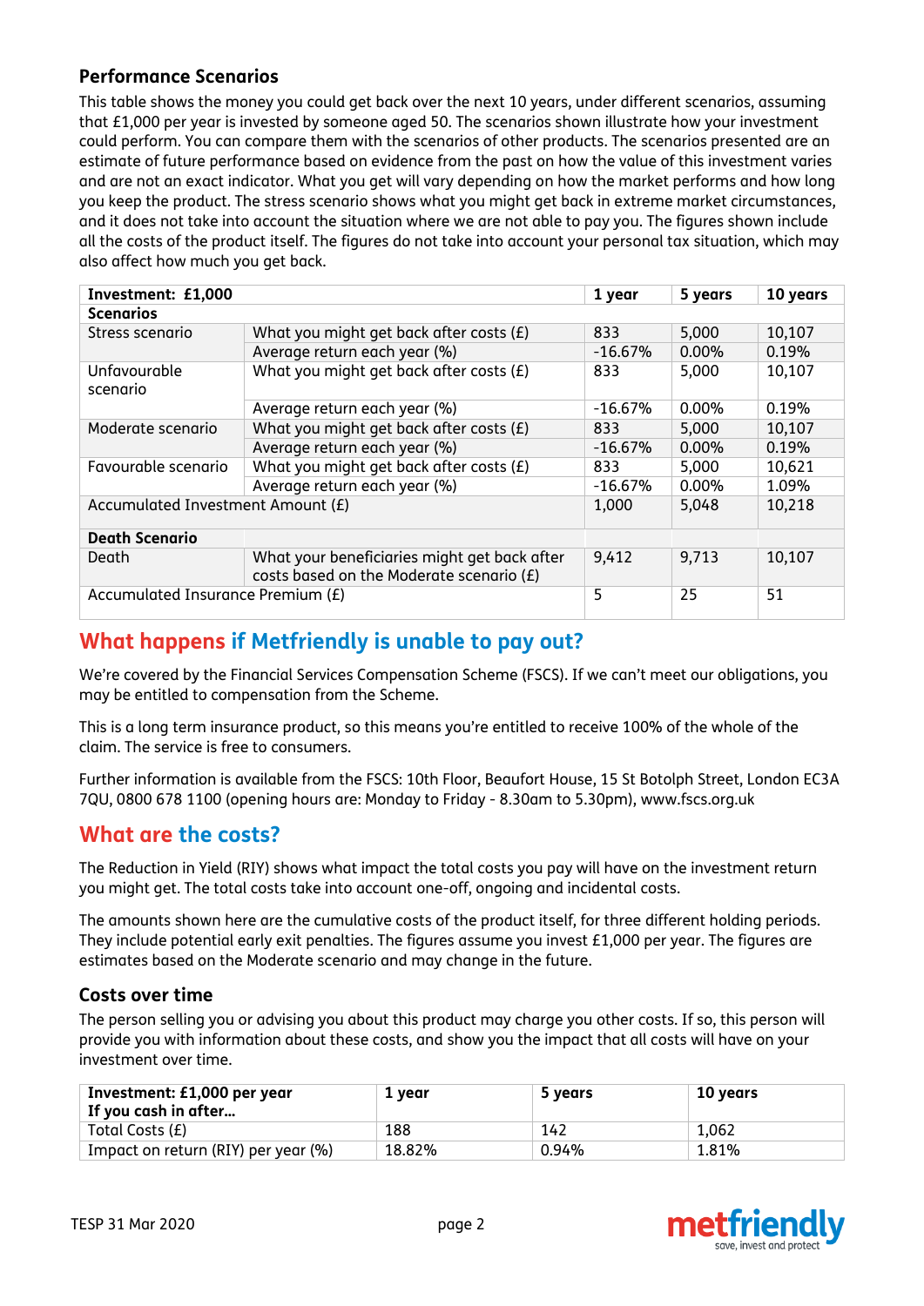### Performance Scenarios

This table shows the money you could get back over the next 10 years, under different scenarios, assuming that £1,000 per year is invested by someone aged 50. The scenarios shown illustrate how your investment could perform. You can compare them with the scenarios of other products. The scenarios presented are an estimate of future performance based on evidence from the past on how the value of this investment varies and are not an exact indicator. What you get will vary depending on how the market performs and how long you keep the product. The stress scenario shows what you might get back in extreme market circumstances, and it does not take into account the situation where we are not able to pay you. The figures shown include all the costs of the product itself. The figures do not take into account your personal tax situation, which may also affect how much you get back.

| Investment: £1,000 | | 1 year | 5 years | 10 years |
|---|---|---|---|---|
| **Scenarios** | | | | |
| Stress scenario | What you might get back after costs (£) | 833 | 5,000 | 10,107 |
| | Average return each year (%) | -16.67% | 0.00% | 0.19% |
| Unfavourable scenario | What you might get back after costs (£) | 833 | 5,000 | 10,107 |
| | Average return each year (%) | -16.67% | 0.00% | 0.19% |
| Moderate scenario | What you might get back after costs (£) | 833 | 5,000 | 10,107 |
| | Average return each year (%) | -16.67% | 0.00% | 0.19% |
| Favourable scenario | What you might get back after costs (£) | 833 | 5,000 | 10,621 |
| | Average return each year (%) | -16.67% | 0.00% | 1.09% |
| Accumulated Investment Amount (£) | | 1,000 | 5,048 | 10,218 |
| **Death Scenario** | | | | |
| Death | What your beneficiaries might get back after costs based on the Moderate scenario (£) | 9,412 | 9,713 | 10,107 |
| Accumulated Insurance Premium (£) | | 5 | 25 | 51 |

## What happens if Metfriendly is unable to pay out?

We're covered by the Financial Services Compensation Scheme (FSCS). If we can't meet our obligations, you may be entitled to compensation from the Scheme.

This is a long term insurance product, so this means you're entitled to receive 100% of the whole of the claim. The service is free to consumers.

Further information is available from the FSCS: 10th Floor, Beaufort House, 15 St Botolph Street, London EC3A 7QU, 0800 678 1100 (opening hours are: Monday to Friday - 8.30am to 5.30pm), www.fscs.org.uk

## What are the costs?

The Reduction in Yield (RIY) shows what impact the total costs you pay will have on the investment return you might get. The total costs take into account one-off, ongoing and incidental costs.

The amounts shown here are the cumulative costs of the product itself, for three different holding periods. They include potential early exit penalties. The figures assume you invest £1,000 per year. The figures are estimates based on the Moderate scenario and may change in the future.

### Costs over time

The person selling you or advising you about this product may charge you other costs. If so, this person will provide you with information about these costs, and show you the impact that all costs will have on your investment over time.

| Investment: £1,000 per year If you cash in after… | 1 year | 5 years | 10 years |
|---|---|---|---|
| Total Costs (£) | 188 | 142 | 1,062 |
| Impact on return (RIY) per year (%) | 18.82% | 0.94% | 1.81% |

TESP 31 Mar 2020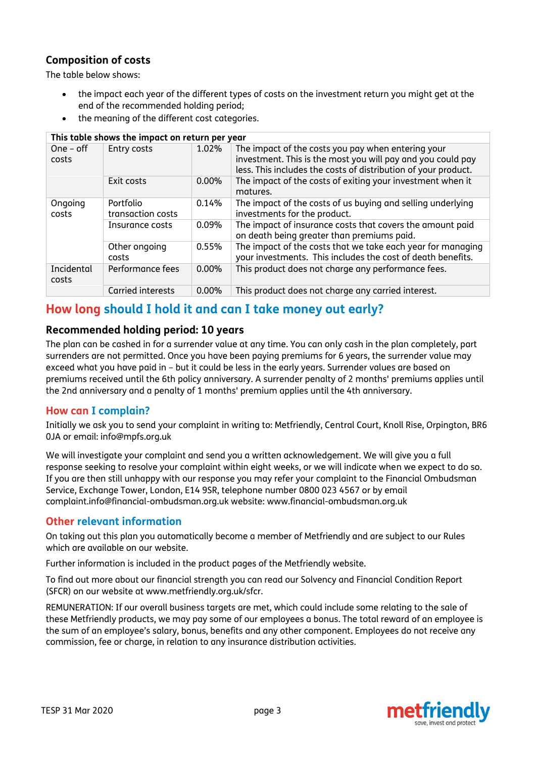### Composition of costs

The table below shows:

- the impact each year of the different types of costs on the investment return you might get at the end of the recommended holding period;
- the meaning of the different cost categories.

| This table shows the impact on return per year | | | |
|---|---|---|---|
| One – off costs | Entry costs | 1.02% | The impact of the costs you pay when entering your investment. This is the most you will pay and you could pay less. This includes the costs of distribution of your product. |
| | Exit costs | 0.00% | The impact of the costs of exiting your investment when it matures. |
| Ongoing costs | Portfolio transaction costs | 0.14% | The impact of the costs of us buying and selling underlying investments for the product. |
| | Insurance costs | 0.09% | The impact of insurance costs that covers the amount paid on death being greater than premiums paid. |
| | Other ongoing costs | 0.55% | The impact of the costs that we take each year for managing your investments. This includes the cost of death benefits. |
| Incidental costs | Performance fees | 0.00% | This product does not charge any performance fees. |
| | Carried interests | 0.00% | This product does not charge any carried interest. |

## How long should I hold it and can I take money out early?

### Recommended holding period: 10 years

The plan can be cashed in for a surrender value at any time. You can only cash in the plan completely, part surrenders are not permitted. Once you have been paying premiums for 6 years, the surrender value may exceed what you have paid in – but it could be less in the early years. Surrender values are based on premiums received until the 6th policy anniversary. A surrender penalty of 2 months' premiums applies until the 2nd anniversary and a penalty of 1 months' premium applies until the 4th anniversary.

### How can I complain?

Initially we ask you to send your complaint in writing to: Metfriendly, Central Court, Knoll Rise, Orpington, BR6 0JA or email: info@mpfs.org.uk

We will investigate your complaint and send you a written acknowledgement. We will give you a full response seeking to resolve your complaint within eight weeks, or we will indicate when we expect to do so. If you are then still unhappy with our response you may refer your complaint to the Financial Ombudsman Service, Exchange Tower, London, E14 9SR, telephone number 0800 023 4567 or by email complaint.info@financial-ombudsman.org.uk website: www.financial-ombudsman.org.uk

### Other relevant information

On taking out this plan you automatically become a member of Metfriendly and are subject to our Rules which are available on our website.

Further information is included in the product pages of the Metfriendly website.

To find out more about our financial strength you can read our Solvency and Financial Condition Report (SFCR) on our website at www.metfriendly.org.uk/sfcr.

REMUNERATION: If our overall business targets are met, which could include some relating to the sale of these Metfriendly products, we may pay some of our employees a bonus. The total reward of an employee is the sum of an employee's salary, bonus, benefits and any other component. Employees do not receive any commission, fee or charge, in relation to any insurance distribution activities.

TESP 31 Mar 2020

metfriendly
save, invest and protect